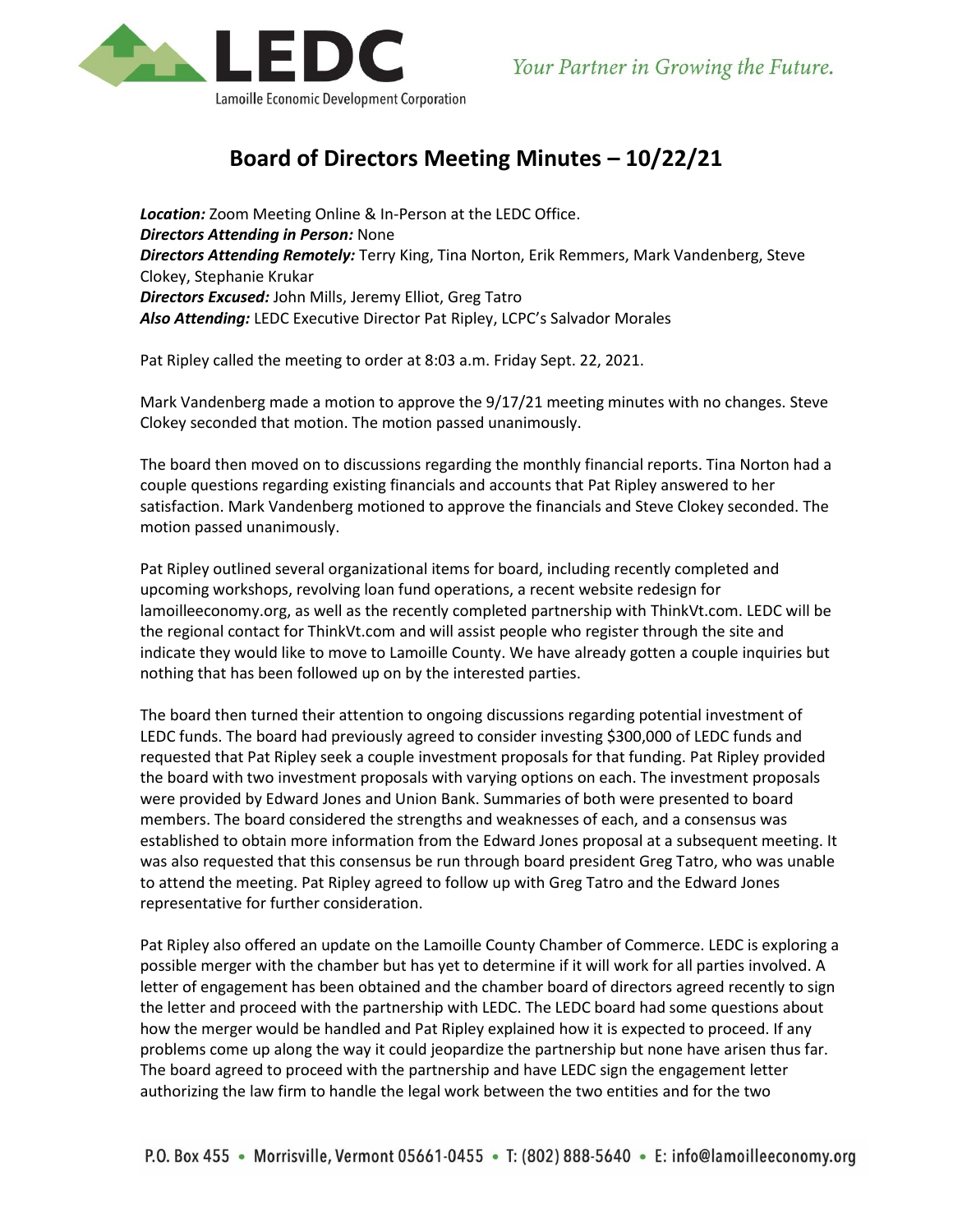# Board of Directors Meeting Minutes – 10/22/21

***Location:*** Zoom Meeting Online & In-Person at the LEDC Office.
***Directors Attending in Person:*** None
***Directors Attending Remotely:*** Terry King, Tina Norton, Erik Remmers, Mark Vandenberg, Steve Clokey, Stephanie Krukar
***Directors Excused:*** John Mills, Jeremy Elliot, Greg Tatro
***Also Attending:*** LEDC Executive Director Pat Ripley, LCPC's Salvador Morales

Pat Ripley called the meeting to order at 8:03 a.m. Friday Sept. 22, 2021.

Mark Vandenberg made a motion to approve the 9/17/21 meeting minutes with no changes. Steve Clokey seconded that motion. The motion passed unanimously.

The board then moved on to discussions regarding the monthly financial reports. Tina Norton had a couple questions regarding existing financials and accounts that Pat Ripley answered to her satisfaction. Mark Vandenberg motioned to approve the financials and Steve Clokey seconded. The motion passed unanimously.

Pat Ripley outlined several organizational items for board, including recently completed and upcoming workshops, revolving loan fund operations, a recent website redesign for lamoilleeconomy.org, as well as the recently completed partnership with ThinkVt.com. LEDC will be the regional contact for ThinkVt.com and will assist people who register through the site and indicate they would like to move to Lamoille County. We have already gotten a couple inquiries but nothing that has been followed up on by the interested parties.

The board then turned their attention to ongoing discussions regarding potential investment of LEDC funds. The board had previously agreed to consider investing $300,000 of LEDC funds and requested that Pat Ripley seek a couple investment proposals for that funding. Pat Ripley provided the board with two investment proposals with varying options on each. The investment proposals were provided by Edward Jones and Union Bank. Summaries of both were presented to board members. The board considered the strengths and weaknesses of each, and a consensus was established to obtain more information from the Edward Jones proposal at a subsequent meeting. It was also requested that this consensus be run through board president Greg Tatro, who was unable to attend the meeting. Pat Ripley agreed to follow up with Greg Tatro and the Edward Jones representative for further consideration.

Pat Ripley also offered an update on the Lamoille County Chamber of Commerce. LEDC is exploring a possible merger with the chamber but has yet to determine if it will work for all parties involved. A letter of engagement has been obtained and the chamber board of directors agreed recently to sign the letter and proceed with the partnership with LEDC. The LEDC board had some questions about how the merger would be handled and Pat Ripley explained how it is expected to proceed. If any problems come up along the way it could jeopardize the partnership but none have arisen thus far. The board agreed to proceed with the partnership and have LEDC sign the engagement letter authorizing the law firm to handle the legal work between the two entities and for the two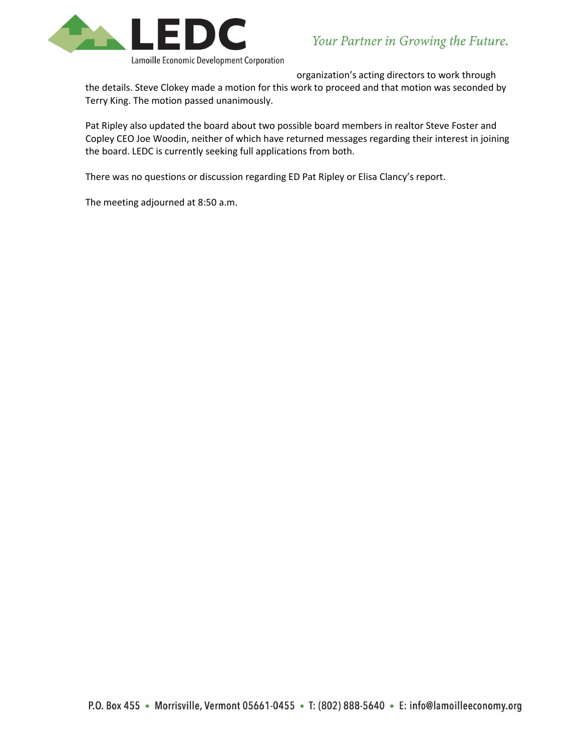organization's acting directors to work through the details. Steve Clokey made a motion for this work to proceed and that motion was seconded by Terry King. The motion passed unanimously.

Pat Ripley also updated the board about two possible board members in realtor Steve Foster and Copley CEO Joe Woodin, neither of which have returned messages regarding their interest in joining the board. LEDC is currently seeking full applications from both.

There was no questions or discussion regarding ED Pat Ripley or Elisa Clancy's report.

The meeting adjourned at 8:50 a.m.